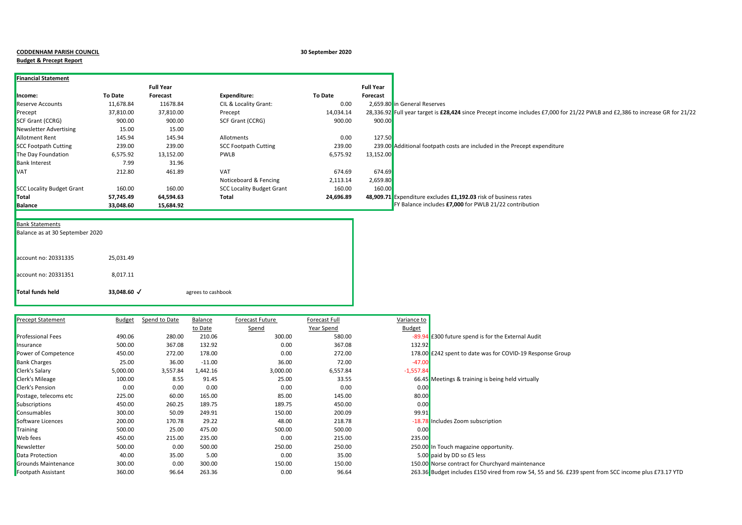**CODDENHAM PARISH COUNCIL**

**Budget & Precept Report**

**30 September 2020**

**Financial Statement**

| Income: | To Date | Full Year Forecast | Expenditure: | To Date | Full Year Forecast | |
|---|---|---|---|---|---|---|
| Reserve Accounts | 11,678.84 | 11678.84 | CIL & Locality Grant: | 0.00 | 2,659.80 | in General Reserves |
| Precept | 37,810.00 | 37,810.00 | Precept | 14,034.14 | 28,336.92 | Full year target is **£28,424** since Precept income includes £7,000 for 21/22 PWLB and £2,386 to increase GR for 21/22 |
| SCF Grant (CCRG) | 900.00 | 900.00 | SCF Grant (CCRG) | 900.00 | 900.00 | |
| Newsletter Advertising | 15.00 | 15.00 | | | | |
| Allotment Rent | 145.94 | 145.94 | Allotments | 0.00 | 127.50 | |
| SCC Footpath Cutting | 239.00 | 239.00 | SCC Footpath Cutting | 239.00 | 239.00 | Additional footpath costs are included in the Precept expenditure |
| The Day Foundation | 6,575.92 | 13,152.00 | PWLB | 6,575.92 | 13,152.00 | |
| Bank Interest | 7.99 | 31.96 | | | | |
| VAT | 212.80 | 461.89 | VAT | 674.69 | 674.69 | |
| | | | Noticeboard & Fencing | 2,113.14 | 2,659.80 | |
| SCC Locality Budget Grant | 160.00 | 160.00 | SCC Locality Budget Grant | 160.00 | 160.00 | |
| **Total** | **57,745.49** | **64,594.63** | **Total** | **24,696.89** | **48,909.71** | Expenditure excludes **£1,192.03** risk of business rates |
| **Balance** | **33,048.60** | **15,684.92** | | | | FY Balance includes **£7,000** for PWLB 21/22 contribution |

Bank Statements

Balance as at 30 September 2020

| | | |
|---|---|---|
| account no: 20331335 | 25,031.49 | |
| account no: 20331351 | 8,017.11 | |
| **Total funds held** | **33,048.60 ✓** | agrees to cashbook |

| Precept Statement | Budget | Spend to Date | Balance to Date | Forecast Future Spend | Forecast Full Year Spend | Variance to Budget | |
|---|---|---|---|---|---|---|---|
| Professional Fees | 490.06 | 280.00 | 210.06 | 300.00 | 580.00 | -89.94 | £300 future spend is for the External Audit |
| Insurance | 500.00 | 367.08 | 132.92 | 0.00 | 367.08 | 132.92 | |
| Power of Competence | 450.00 | 272.00 | 178.00 | 0.00 | 272.00 | 178.00 | £242 spent to date was for COVID-19 Response Group |
| Bank Charges | 25.00 | 36.00 | -11.00 | 36.00 | 72.00 | -47.00 | |
| Clerk's Salary | 5,000.00 | 3,557.84 | 1,442.16 | 3,000.00 | 6,557.84 | -1,557.84 | |
| Clerk's Mileage | 100.00 | 8.55 | 91.45 | 25.00 | 33.55 | 66.45 | Meetings & training is being held virtually |
| Clerk's Pension | 0.00 | 0.00 | 0.00 | 0.00 | 0.00 | 0.00 | |
| Postage, telecoms etc | 225.00 | 60.00 | 165.00 | 85.00 | 145.00 | 80.00 | |
| Subscriptions | 450.00 | 260.25 | 189.75 | 189.75 | 450.00 | 0.00 | |
| Consumables | 300.00 | 50.09 | 249.91 | 150.00 | 200.09 | 99.91 | |
| Software Licences | 200.00 | 170.78 | 29.22 | 48.00 | 218.78 | -18.78 | Includes Zoom subscription |
| Training | 500.00 | 25.00 | 475.00 | 500.00 | 500.00 | 0.00 | |
| Web fees | 450.00 | 215.00 | 235.00 | 0.00 | 215.00 | 235.00 | |
| Newsletter | 500.00 | 0.00 | 500.00 | 250.00 | 250.00 | 250.00 | In Touch magazine opportunity. |
| Data Protection | 40.00 | 35.00 | 5.00 | 0.00 | 35.00 | 5.00 | paid by DD so £5 less |
| Grounds Maintenance | 300.00 | 0.00 | 300.00 | 150.00 | 150.00 | 150.00 | Norse contract for Churchyard maintenance |
| Footpath Assistant | 360.00 | 96.64 | 263.36 | 0.00 | 96.64 | 263.36 | Budget includes £150 vired from row 54, 55 and 56. £239 spent from SCC income plus £73.17 YTD |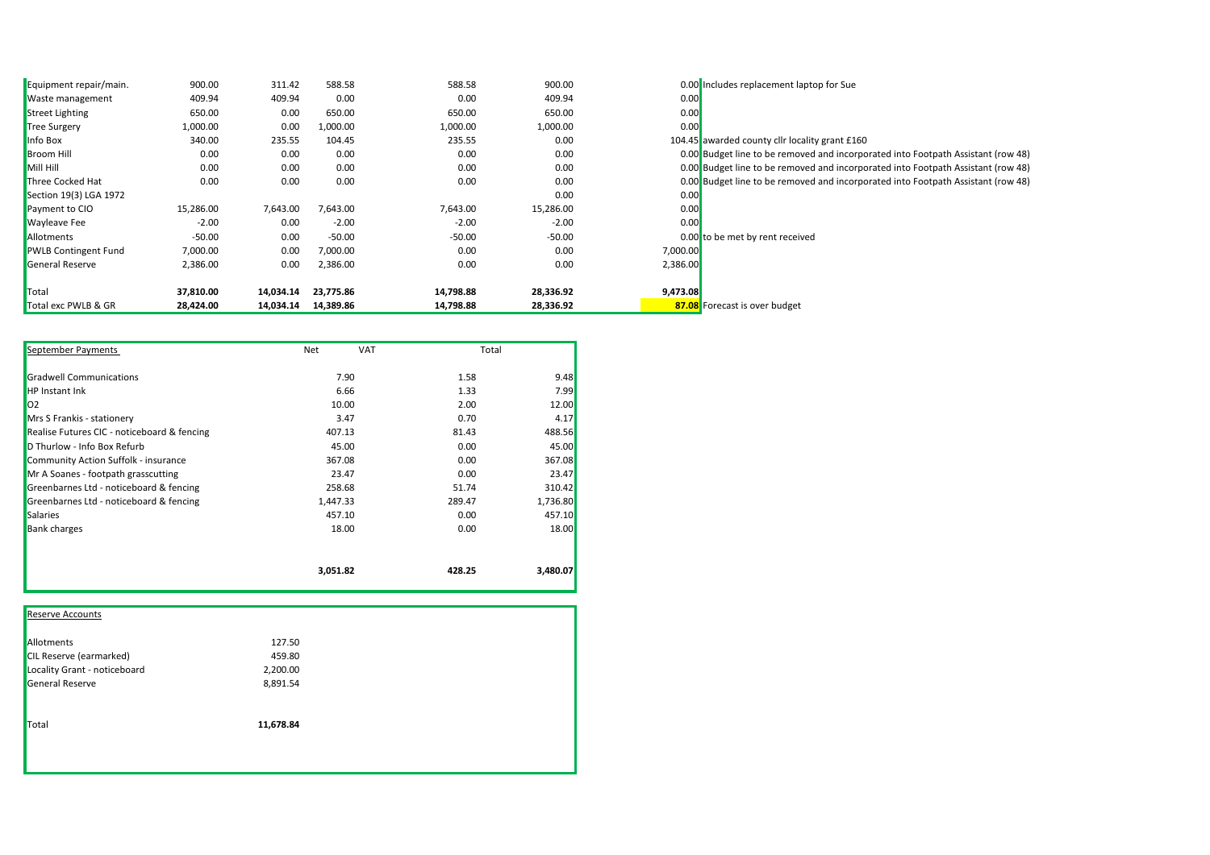| | | | | | | | |
|---|---|---|---|---|---|---|---|
| Equipment repair/main. | 900.00 | 311.42 | 588.58 | 588.58 | 900.00 | 0.00 | Includes replacement laptop for Sue |
| Waste management | 409.94 | 409.94 | 0.00 | 0.00 | 409.94 | 0.00 | |
| Street Lighting | 650.00 | 0.00 | 650.00 | 650.00 | 650.00 | 0.00 | |
| Tree Surgery | 1,000.00 | 0.00 | 1,000.00 | 1,000.00 | 1,000.00 | 0.00 | |
| Info Box | 340.00 | 235.55 | 104.45 | 235.55 | 0.00 | 104.45 | awarded county cllr locality grant £160 |
| Broom Hill | 0.00 | 0.00 | 0.00 | 0.00 | 0.00 | 0.00 | Budget line to be removed and incorporated into Footpath Assistant (row 48) |
| Mill Hill | 0.00 | 0.00 | 0.00 | 0.00 | 0.00 | 0.00 | Budget line to be removed and incorporated into Footpath Assistant (row 48) |
| Three Cocked Hat | 0.00 | 0.00 | 0.00 | 0.00 | 0.00 | 0.00 | Budget line to be removed and incorporated into Footpath Assistant (row 48) |
| Section 19(3) LGA 1972 | | | | | 0.00 | 0.00 | |
| Payment to CIO | 15,286.00 | 7,643.00 | 7,643.00 | 7,643.00 | 15,286.00 | 0.00 | |
| Wayleave Fee | -2.00 | 0.00 | -2.00 | -2.00 | -2.00 | 0.00 | |
| Allotments | -50.00 | 0.00 | -50.00 | -50.00 | -50.00 | 0.00 | to be met by rent received |
| PWLB Contingent Fund | 7,000.00 | 0.00 | 7,000.00 | 0.00 | 0.00 | 7,000.00 | |
| General Reserve | 2,386.00 | 0.00 | 2,386.00 | 0.00 | 0.00 | 2,386.00 | |
| | | | | | | | |
| Total | **37,810.00** | **14,034.14** | **23,775.86** | **14,798.88** | **28,336.92** | **9,473.08** | |
| Total exc PWLB & GR | **28,424.00** | **14,034.14** | **14,389.86** | **14,798.88** | **28,336.92** | **87.08** | Forecast is over budget |

| September Payments | Net | VAT | Total |
|---|---|---|---|
| Gradwell Communications | 7.90 | 1.58 | 9.48 |
| HP Instant Ink | 6.66 | 1.33 | 7.99 |
| O2 | 10.00 | 2.00 | 12.00 |
| Mrs S Frankis - stationery | 3.47 | 0.70 | 4.17 |
| Realise Futures CIC - noticeboard & fencing | 407.13 | 81.43 | 488.56 |
| D Thurlow - Info Box Refurb | 45.00 | 0.00 | 45.00 |
| Community Action Suffolk - insurance | 367.08 | 0.00 | 367.08 |
| Mr A Soanes - footpath grasscutting | 23.47 | 0.00 | 23.47 |
| Greenbarnes Ltd - noticeboard & fencing | 258.68 | 51.74 | 310.42 |
| Greenbarnes Ltd - noticeboard & fencing | 1,447.33 | 289.47 | 1,736.80 |
| Salaries | 457.10 | 0.00 | 457.10 |
| Bank charges | 18.00 | 0.00 | 18.00 |
| | **3,051.82** | **428.25** | **3,480.07** |

| Reserve Accounts | |
|---|---|
| Allotments | 127.50 |
| CIL Reserve (earmarked) | 459.80 |
| Locality Grant - noticeboard | 2,200.00 |
| General Reserve | 8,891.54 |
| Total | **11,678.84** |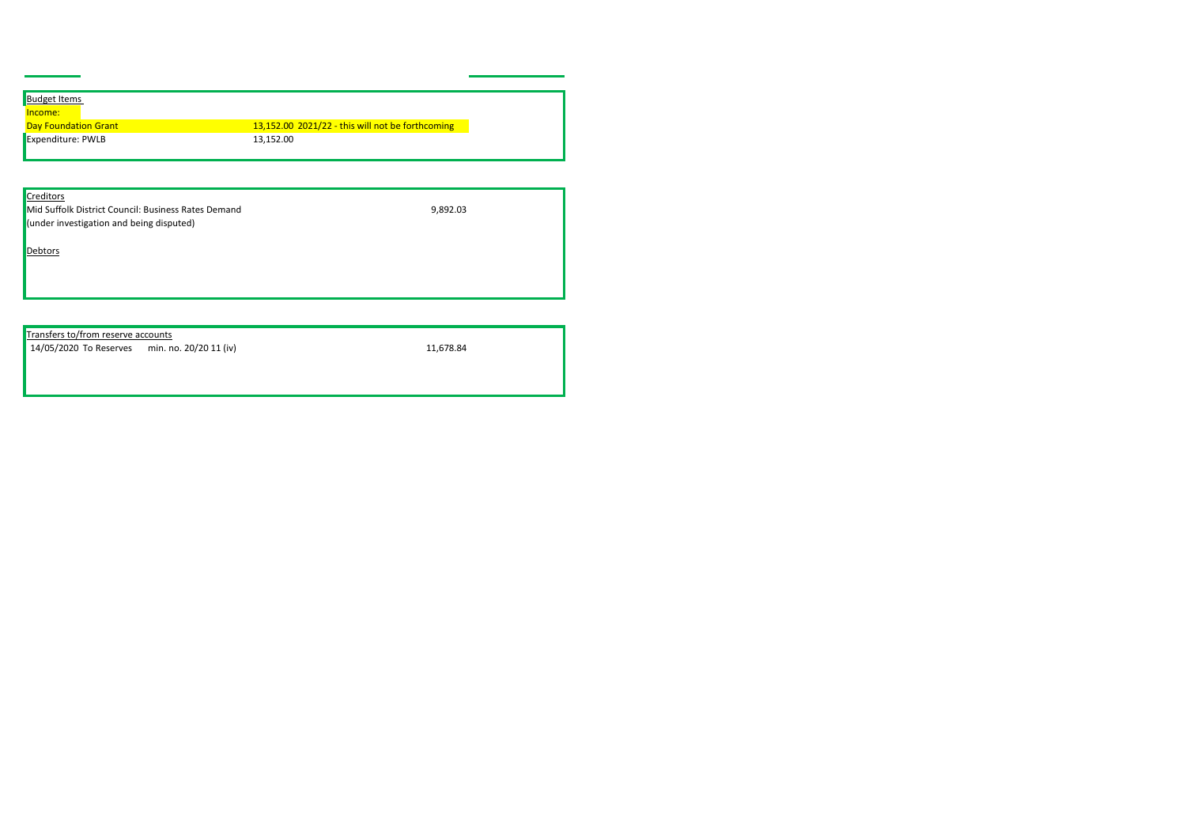**Budget Items**

| | | |
|---|---|---|
| Income: | | |
| Day Foundation Grant | 13,152.00 | 2021/22 - this will not be forthcoming |
| Expenditure: PWLB | 13,152.00 | |

**Creditors**

| | |
|---|---|
| Mid Suffolk District Council: Business Rates Demand (under investigation and being disputed) | 9,892.03 |

**Debtors**

**Transfers to/from reserve accounts**

| | | | |
|---|---|---|---|
| 14/05/2020 | To Reserves | min. no. 20/20 11 (iv) | 11,678.84 |